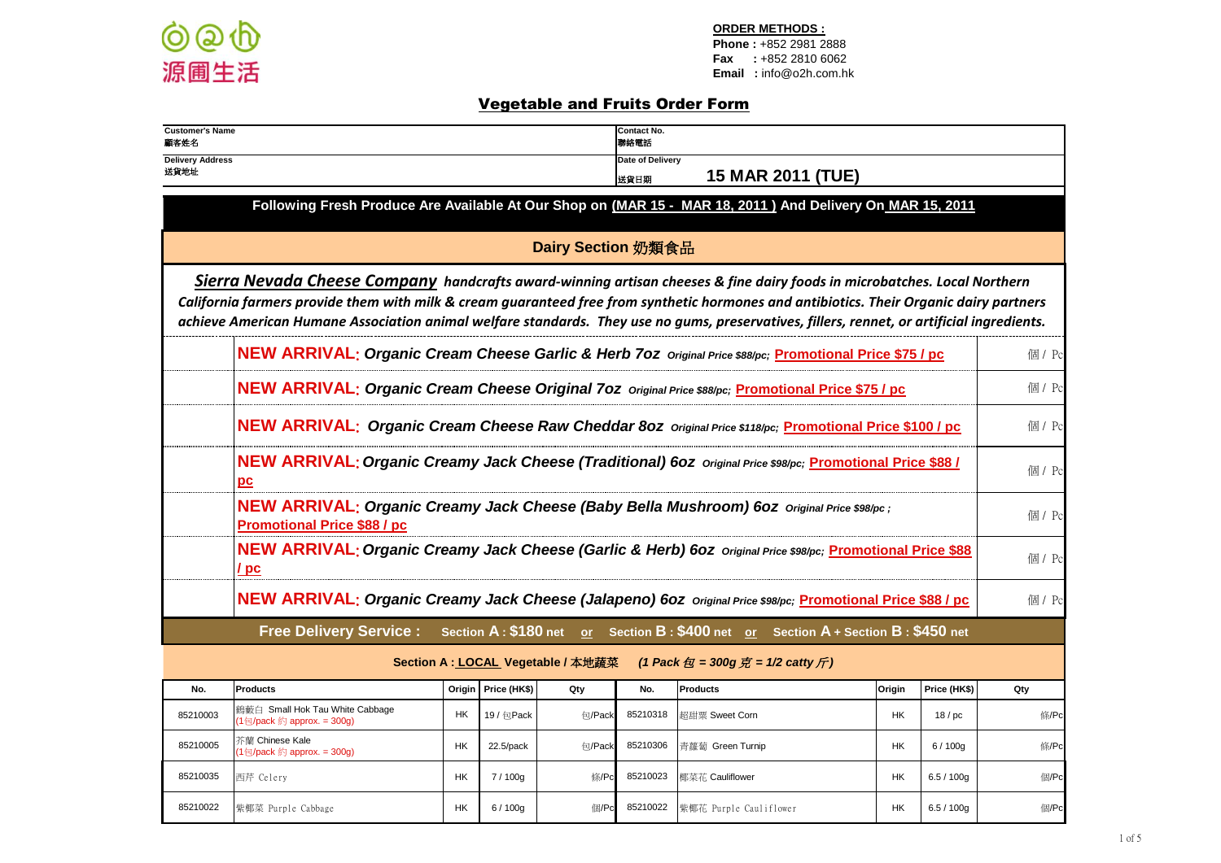源圃生活

**ORDER METHODS :**
**Phone :** +852 2981 2888
**Fax :** +852 2810 6062
**Email :** info@o2h.com.hk

# Vegetable and Fruits Order Form

| Customer's Name 顧客姓名 | Contact No. 聯絡電話 |
|---|---|
| Delivery Address 送貨地址 | Date of Delivery 送貨日期 **15 MAR 2011 (TUE)** |

**Following Fresh Produce Are Available At Our Shop on (MAR 15 - MAR 18, 2011 ) And Delivery On MAR 15, 2011**

## Dairy Section 奶類食品

***Sierra Nevada Cheese Company*** *handcrafts award-winning artisan cheeses & fine dairy foods in microbatches. Local Northern California farmers provide them with milk & cream guaranteed free from synthetic hormones and antibiotics. Their Organic dairy partners achieve American Humane Association animal welfare standards. They use no gums, preservatives, fillers, rennet, or artificial ingredients.*

| | Product | Qty |
|---|---|---|
| | **NEW ARRIVAL: *Organic Cream Cheese Garlic & Herb 7oz*** Original Price $88/pc; **Promotional Price $75 / pc** | 個 / Pc |
| | **NEW ARRIVAL: *Organic Cream Cheese Original 7oz*** Original Price $88/pc; **Promotional Price $75 / pc** | 個 / Pc |
| | **NEW ARRIVAL: *Organic Cream Cheese Raw Cheddar 8oz*** Original Price $118/pc; **Promotional Price $100 / pc** | 個 / Pc |
| | **NEW ARRIVAL: *Organic Creamy Jack Cheese (Traditional) 6oz*** Original Price $98/pc; **Promotional Price $88 / pc** | 個 / Pc |
| | **NEW ARRIVAL: *Organic Creamy Jack Cheese (Baby Bella Mushroom) 6oz*** Original Price $98/pc ; **Promotional Price $88 / pc** | 個 / Pc |
| | **NEW ARRIVAL: *Organic Creamy Jack Cheese (Garlic & Herb) 6oz*** Original Price $98/pc; **Promotional Price $88 / pc** | 個 / Pc |
| | **NEW ARRIVAL: *Organic Creamy Jack Cheese (Jalapeno) 6oz*** Original Price $98/pc; **Promotional Price $88 / pc** | 個 / Pc |

**Free Delivery Service : Section A : $180 net or Section B : $400 net or Section A + Section B : $450 net**

### Section A : LOCAL Vegetable / 本地蔬菜 *(1 Pack 包 = 300g 克 = 1/2 catty 斤)*

| No. | Products | Origin | Price (HK$) | Qty | No. | Products | Origin | Price (HK$) | Qty |
|---|---|---|---|---|---|---|---|---|---|
| 85210003 | 鶴藪白 Small Hok Tau White Cabbage (1包/pack 約 approx. = 300g) | HK | 19 / 包Pack | 包/Pack | 85210318 | 超甜粟 Sweet Corn | HK | 18 / pc | 條/Pc |
| 85210005 | 芥蘭 Chinese Kale (1包/pack 約 approx. = 300g) | HK | 22.5/pack | 包/Pack | 85210306 | 青蘿蔔 Green Turnip | HK | 6 / 100g | 條/Pc |
| 85210035 | 西芹 Celery | HK | 7 / 100g | 條/Pc | 85210023 | 椰菜花 Cauliflower | HK | 6.5 / 100g | 個/Pc |
| 85210022 | 紫椰菜 Purple Cabbage | HK | 6 / 100g | 個/Pc | 85210022 | 紫椰花 Purple Cauliflower | HK | 6.5 / 100g | 個/Pc |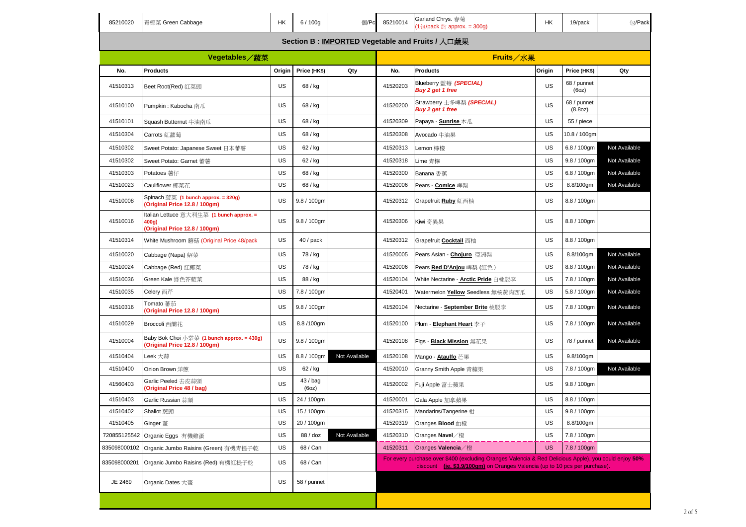| 85210020 | 青椰菜 Green Cabbage | HK | 6 / 100g | 個/Pc | 85210014 | Garland Chrys. 春菊 (1包/pack 約 approx. = 300g) | HK | 19/pack | 包/Pack |
|---|---|---|---|---|---|---|---|---|---|

## Section B : IMPORTED Vegetable and Fruits / 入口蔬果

| Vegetables／蔬菜 | | | | | Fruits／水果 | | | | |
|---|---|---|---|---|---|---|---|---|---|
| No. | Products | Origin | Price (HK$) | Qty | No. | Products | Origin | Price (HK$) | Qty |
| 41510313 | Beet Root(Red) 紅菜頭 | US | 68 / kg | | 41520203 | Blueberry 藍莓 ***(SPECIAL)*** ***Buy 2 get 1 free*** | US | 68 / punnet (6oz) | |
| 41510100 | Pumpkin : Kabocha 南瓜 | US | 68 / kg | | 41520200 | Strawberry 士多啤梨 ***(SPECIAL)*** ***Buy 2 get 1 free*** | US | 68 / punnet (8.8oz) | |
| 41510101 | Squash Butternut 牛油南瓜 | US | 68 / kg | | 41520309 | Papaya - **Sunrise** 木瓜 | US | 55 / piece | |
| 41510304 | Carrots 紅蘿蔔 | US | 68 / kg | | 41520308 | Avocado 牛油果 | US | 10.8 / 100gm | |
| 41510302 | Sweet Potato: Japanese Sweet 日本蕃薯 | US | 62 / kg | | 41520313 | Lemon 檸檬 | US | 6.8 / 100gm | Not Available |
| 41510302 | Sweet Potato: Garnet 蕃薯 | US | 62 / kg | | 41520318 | Lime 青檸 | US | 9.8 / 100gm | Not Available |
| 41510303 | Potatoes 薯仔 | US | 68 / kg | | 41520300 | Banana 香蕉 | US | 6.8 / 100gm | Not Available |
| 41510023 | Cauliflower 椰菜花 | US | 68 / kg | | 41520006 | Pears - **Comice** 啤梨 | US | 8.8/100gm | Not Available |
| 41510008 | Spinach 菠菜 **(1 bunch approx. = 320g)** **(Original Price 12.8 / 100gm)** | US | 9.8 / 100gm | | 41520312 | Grapefruit **Ruby** 紅西柚 | US | 8.8 / 100gm | |
| 41510016 | Italian Lettuce 意大利生菜 **(1 bunch approx. = 400g)** **(Original Price 12.8 / 100gm)** | US | 9.8 / 100gm | | 41520306 | Kiwi 奇異果 | US | 8.8 / 100gm | |
| 41510314 | White Mushroom 蘑菇 (Original Price 48/pack | US | 40 / pack | | 41520312 | Grapefruit **Cocktail** 西柚 | US | 8.8 / 100gm | |
| 41510020 | Cabbage (Napa) 紹菜 | US | 78 / kg | | 41520005 | Pears Asian - **Chojuro** 亞洲梨 | US | 8.8/100gm | Not Available |
| 41510024 | Cabbage (Red) 紅椰菜 | US | 78 / kg | | 41520006 | Pears **Red D'Anjou** 啤梨 (紅色) | US | 8.8 / 100gm | Not Available |
| 41510036 | Green Kale 綠色芥藍菜 | US | 88 / kg | | 41520104 | White Nectarine - **Arctic Pride** 白桃駁李 | US | 7.8 / 100gm | Not Available |
| 41510035 | Celery 西芹 | US | 7.8 / 100gm | | 41520401 | Watermelon **Yellow** Seedless 無核黃肉西瓜 | US | 5.8 / 100gm | Not Available |
| 41510316 | Tomato 蕃茄 **(Original Price 12.8 / 100gm)** | US | 9.8 / 100gm | | 41520104 | Nectarine - **September Brite** 桃駁李 | US | 7.8 / 100gm | Not Available |
| 41510029 | Broccoli 西蘭花 | US | 8.8 /100gm | | 41520100 | Plum - **Elephant Heart** 李子 | US | 7.8 / 100gm | Not Available |
| 41510004 | Baby Bok Choi 小棠菜 **(1 bunch approx. = 430g)** **(Original Price 12.8 / 100gm)** | US | 9.8 / 100gm | | 41520108 | Figs - **Black Mission** 無花果 | US | 78 / punnet | Not Available |
| 41510404 | Leek 大蒜 | US | 8.8 / 100gm | Not Available | 41520108 | Mango - **Ataulfo** 芒果 | US | 9.8/100gm | |
| 41510400 | Onion Brown 洋蔥 | US | 62 / kg | | 41520010 | Granny Smith Apple 青蘋果 | US | 7.8 / 100gm | Not Available |
| 41560403 | Garlic Peeled 去皮蒜頭 **(Original Price 48 / bag)** | US | 43 / bag (6oz) | | 41520002 | Fuji Apple 富士蘋果 | US | 9.8 / 100gm | |
| 41510403 | Garlic Russian 蒜頭 | US | 24 / 100gm | | 41520001 | Gala Apple 加拿蘋果 | US | 8.8 / 100gm | |
| 41510402 | Shallot 蔥頭 | US | 15 / 100gm | | 41520315 | Mandarins/Tangerine 柑 | US | 9.8 / 100gm | |
| 41510405 | Ginger 薑 | US | 20 / 100gm | | 41520319 | Oranges **Blood** 血橙 | US | 8.8/100gm | |
| 720855125542 | Organic Eggs 有機雞蛋 | US | 88 / doz | Not Available | 41520310 | Oranges **Navel**／橙 | US | 7.8 / 100gm | |
| 835098000102 | Organic Jumbo Raisins (Green) 有機青提子乾 | US | 68 / Can | | 41520311 | Oranges **Valencia**／橙 | US | 7.8 / 100gm | |
| 835098000201 | Organic Jumbo Raisins (Red) 有機紅提子乾 | US | 68 / Can | | For every purchase over $400 (excluding Oranges Valencia & Red Delicious Apple), you could enjoy **50%** discount **(ie. $3.9/100gm)** on Oranges Valencia (up to 10 pcs per purchase). | | | | |
| JE 2469 | Organic Dates 大棗 | US | 58 / punnet | | | | | | |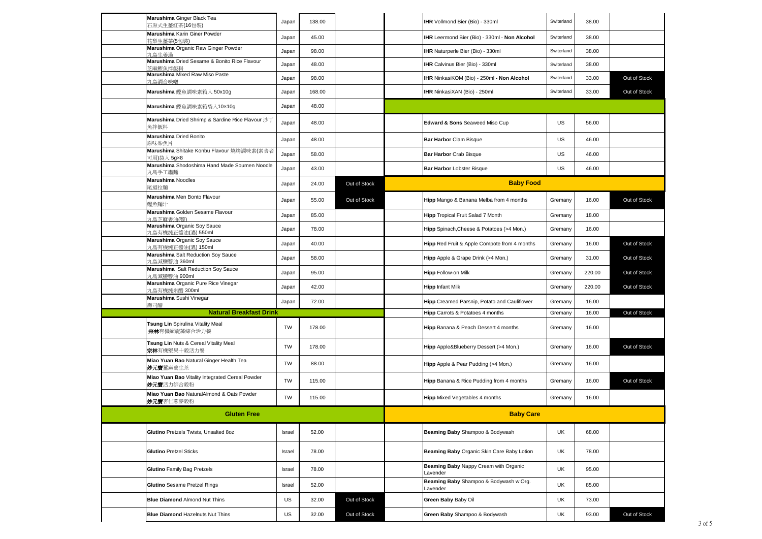| Product | Origin | Price | Status |
|---|---|---|---|
| **Marushima** Ginger Black Tea 石原式生薑紅茶(16包裝) | Japan | 138.00 | |
| **Marushima** Karin Giner Powder 花梨生薑茶(5包裝) | Japan | 45.00 | |
| **Marushima** Organic Raw Ginger Powder 丸島生姜湯 | Japan | 98.00 | |
| **Marushima** Dried Sesame & Bonito Rice Flavour 芝麻鰹魚拌飯料 | Japan | 48.00 | |
| **Marushima** Mixed Raw Miso Paste 丸島調合味噌 | Japan | 98.00 | |
| **Marushima** 鰹魚調味素箱入 50x10g | Japan | 168.00 | |
| **Marushima** 鰹魚調味素箱袋入10×10g | Japan | 48.00 | |
| **Marushima** Dried Shrimp & Sardine Rice Flavour 沙丁魚拌飯料 | Japan | 48.00 | |
| **Marushima** Dried Bonito 原味柴魚片 | Japan | 48.00 | |
| **Marushima** Shitake Konbu Flavour 燒烤調味素(素食者可用)袋入 5g×8 | Japan | 58.00 | |
| **Marushima** Shodoshima Hand Made Soumen Noodle 丸島手工麵麵 | Japan | 43.00 | |
| **Marushima** Noodles 尾道拉麵 | Japan | 24.00 | Out of Stock |
| **Marushima** Men Bonto Flavour 鰹魚麵汁 | Japan | 55.00 | Out of Stock |
| **Marushima** Golden Sesame Flavour 丸島芝麻香油(醬) | Japan | 85.00 | |
| **Marushima** Organic Soy Sauce 丸島有機純正醬油(濃) 550ml | Japan | 78.00 | |
| **Marushima** Organic Soy Sauce 丸島有機純正醬油(濃) 150ml | Japan | 40.00 | |
| **Marushima** Salt Reduction Soy Sauce 丸島減鹽醬油 360ml | Japan | 58.00 | |
| **Marushima** Salt Reduction Soy Sauce 丸島減鹽醬油 900ml | Japan | 95.00 | |
| **Marushima** Organic Pure Rice Vinegar 丸島有機純米醋 300ml | Japan | 42.00 | |
| **Marushima** Sushi Vinegar 壽司醋 | Japan | 72.00 | |
| **Natural Breakfast Drink** | | | |
| **Tsung Lin** Spirulina Vitality Meal **宗林**有機螺旋藻綜合活力餐 | TW | 178.00 | |
| **Tsung Lin** Nuts & Cereal Vitality Meal **宗林**有機堅果十穀活力餐 | TW | 178.00 | |
| **Miao Yuan Bao** Natural Ginger Health Tea **妙元寶**薑麻養生茶 | TW | 88.00 | |
| **Miao Yuan Bao** Vitality Integrated Cereal Powder **妙元寶**活力綜合穀粉 | TW | 115.00 | |
| **Miao Yuan Bao** NaturalAlmond & Oats Powder **妙元寶**杏仁燕麥穀粉 | TW | 115.00 | |
| **Gluten Free** | | | |
| **Glutino** Pretzels Twists, Unsalted 8oz | Israel | 52.00 | |
| **Glutino** Pretzel Sticks | Israel | 78.00 | |
| **Glutino** Family Bag Pretzels | Israel | 78.00 | |
| **Glutino** Sesame Pretzel Rings | Israel | 52.00 | |
| **Blue Diamond** Almond Nut Thins | US | 32.00 | Out of Stock |
| **Blue Diamond** Hazelnuts Nut Thins | US | 32.00 | Out of Stock |

| Product | Origin | Price | Status |
|---|---|---|---|
| **IHR** Vollmond Bier (Bio) - 330ml | Switerland | 38.00 | |
| **IHR** Leermond Bier (Bio) - 330ml - **Non Alcohol** | Switerland | 38.00 | |
| **IHR** Naturperle Bier (Bio) - 330ml | Switerland | 38.00 | |
| **IHR** Calvinus Bier (Bio) - 330ml | Switerland | 38.00 | |
| **IHR** NinkasiKOM (Bio) - 250ml **- Non Alcohol** | Switerland | 33.00 | Out of Stock |
| **IHR** NinkasiXAN (Bio) - 250ml | Switerland | 33.00 | Out of Stock |
| | | | |
| **Edward & Sons** Seaweed Miso Cup | US | 56.00 | |
| **Bar Harbor** Clam Bisque | US | 46.00 | |
| **Bar Harbor** Crab Bisque | US | 46.00 | |
| **Bar Harbor** Lobster Bisque | US | 46.00 | |
| **Baby Food** | | | |
| **Hipp** Mango & Banana Melba from 4 months | Gremany | 16.00 | Out of Stock |
| **Hipp** Tropical Fruit Salad 7 Month | Gremany | 18.00 | |
| **Hipp** Spinach,Cheese & Potatoes (>4 Mon.) | Gremany | 16.00 | |
| **Hipp** Red Fruit & Apple Compote from 4 months | Gremany | 16.00 | Out of Stock |
| **Hipp** Apple & Grape Drink (>4 Mon.) | Gremany | 31.00 | Out of Stock |
| **Hipp** Follow-on Milk | Gremany | 220.00 | Out of Stock |
| **Hipp** Infant Milk | Gremany | 220.00 | Out of Stock |
| **Hipp** Creamed Parsnip, Potato and Cauliflower | Gremany | 16.00 | |
| **Hipp** Carrots & Potatoes 4 months | Gremany | 16.00 | Out of Stock |
| **Hipp** Banana & Peach Dessert 4 months | Gremany | 16.00 | |
| **Hipp** Apple&Blueberry Dessert (>4 Mon.) | Gremany | 16.00 | Out of Stock |
| **Hipp** Apple & Pear Pudding (>4 Mon.) | Gremany | 16.00 | |
| **Hipp** Banana & Rice Pudding from 4 months | Gremany | 16.00 | Out of Stock |
| **Hipp** Mixed Vegetables 4 months | Gremany | 16.00 | |
| **Baby Care** | | | |
| **Beaming Baby** Shampoo & Bodywash | UK | 68.00 | |
| **Beaming Baby** Organic Skin Care Baby Lotion | UK | 78.00 | |
| **Beaming Baby** Nappy Cream with Organic Lavender | UK | 95.00 | |
| **Beaming Baby** Shampoo & Bodywash w Org. Lavender | UK | 85.00 | |
| **Green Baby** Baby Oil | UK | 73.00 | |
| **Green Baby** Shampoo & Bodywash | UK | 93.00 | Out of Stock |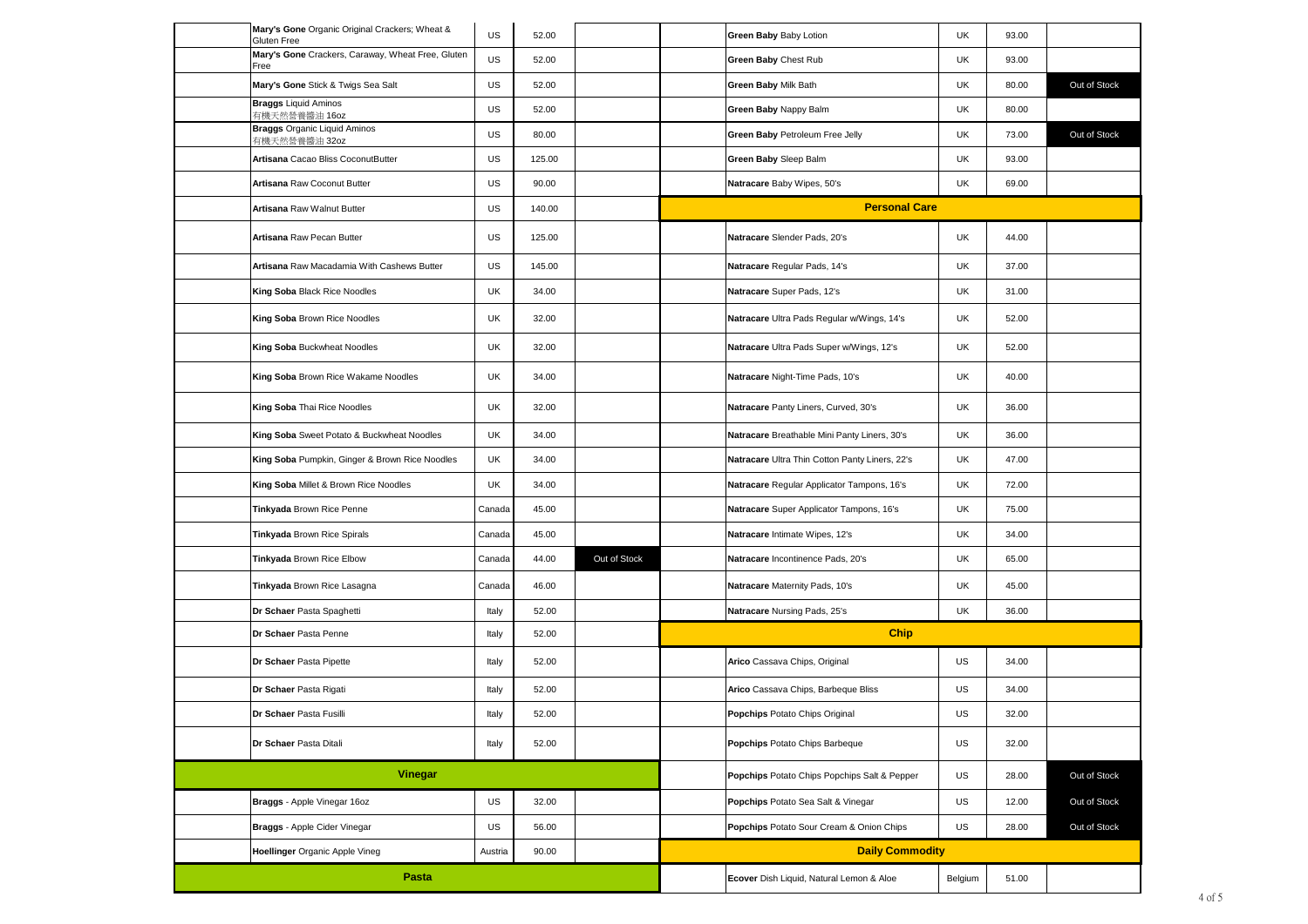| | Product | Origin | Price | Status |
|---|---|---|---|---|
| | **Mary's Gone** Organic Original Crackers; Wheat & Gluten Free | US | 52.00 | |
| | **Mary's Gone** Crackers, Caraway, Wheat Free, Gluten Free | US | 52.00 | |
| | **Mary's Gone** Stick & Twigs Sea Salt | US | 52.00 | |
| | **Braggs** Liquid Aminos 有機天然營養醬油 16oz | US | 52.00 | |
| | **Braggs** Organic Liquid Aminos 有機天然營養醬油 32oz | US | 80.00 | |
| | **Artisana** Cacao Bliss CoconutButter | US | 125.00 | |
| | **Artisana** Raw Coconut Butter | US | 90.00 | |
| | **Artisana** Raw Walnut Butter | US | 140.00 | |
| | **Artisana** Raw Pecan Butter | US | 125.00 | |
| | **Artisana** Raw Macadamia With Cashews Butter | US | 145.00 | |
| | **King Soba** Black Rice Noodles | UK | 34.00 | |
| | **King Soba** Brown Rice Noodles | UK | 32.00 | |
| | **King Soba** Buckwheat Noodles | UK | 32.00 | |
| | **King Soba** Brown Rice Wakame Noodles | UK | 34.00 | |
| | **King Soba** Thai Rice Noodles | UK | 32.00 | |
| | **King Soba** Sweet Potato & Buckwheat Noodles | UK | 34.00 | |
| | **King Soba** Pumpkin, Ginger & Brown Rice Noodles | UK | 34.00 | |
| | **King Soba** Millet & Brown Rice Noodles | UK | 34.00 | |
| | **Tinkyada** Brown Rice Penne | Canada | 45.00 | |
| | **Tinkyada** Brown Rice Spirals | Canada | 45.00 | |
| | **Tinkyada** Brown Rice Elbow | Canada | 44.00 | Out of Stock |
| | **Tinkyada** Brown Rice Lasagna | Canada | 46.00 | |
| | **Dr Schaer** Pasta Spaghetti | Italy | 52.00 | |
| | **Dr Schaer** Pasta Penne | Italy | 52.00 | |
| | **Dr Schaer** Pasta Pipette | Italy | 52.00 | |
| | **Dr Schaer** Pasta Rigati | Italy | 52.00 | |
| | **Dr Schaer** Pasta Fusilli | Italy | 52.00 | |
| | **Dr Schaer** Pasta Ditali | Italy | 52.00 | |
| **Vinegar** | | | | |
| | **Braggs** - Apple Vinegar 16oz | US | 32.00 | |
| | **Braggs** - Apple Cider Vinegar | US | 56.00 | |
| | **Hoellinger** Organic Apple Vineg | Austria | 90.00 | |
| **Pasta** | | | | |

| | Product | Origin | Price | Status |
|---|---|---|---|---|
| | **Green Baby** Baby Lotion | UK | 93.00 | |
| | **Green Baby** Chest Rub | UK | 93.00 | |
| | **Green Baby** Milk Bath | UK | 80.00 | Out of Stock |
| | **Green Baby** Nappy Balm | UK | 80.00 | |
| | **Green Baby** Petroleum Free Jelly | UK | 73.00 | Out of Stock |
| | **Green Baby** Sleep Balm | UK | 93.00 | |
| | **Natracare** Baby Wipes, 50's | UK | 69.00 | |
| **Personal Care** | | | | |
| | **Natracare** Slender Pads, 20's | UK | 44.00 | |
| | **Natracare** Regular Pads, 14's | UK | 37.00 | |
| | **Natracare** Super Pads, 12's | UK | 31.00 | |
| | **Natracare** Ultra Pads Regular w/Wings, 14's | UK | 52.00 | |
| | **Natracare** Ultra Pads Super w/Wings, 12's | UK | 52.00 | |
| | **Natracare** Night-Time Pads, 10's | UK | 40.00 | |
| | **Natracare** Panty Liners, Curved, 30's | UK | 36.00 | |
| | **Natracare** Breathable Mini Panty Liners, 30's | UK | 36.00 | |
| | **Natracare** Ultra Thin Cotton Panty Liners, 22's | UK | 47.00 | |
| | **Natracare** Regular Applicator Tampons, 16's | UK | 72.00 | |
| | **Natracare** Super Applicator Tampons, 16's | UK | 75.00 | |
| | **Natracare** Intimate Wipes, 12's | UK | 34.00 | |
| | **Natracare** Incontinence Pads, 20's | UK | 65.00 | |
| | **Natracare** Maternity Pads, 10's | UK | 45.00 | |
| | **Natracare** Nursing Pads, 25's | UK | 36.00 | |
| **Chip** | | | | |
| | **Arico** Cassava Chips, Original | US | 34.00 | |
| | **Arico** Cassava Chips, Barbeque Bliss | US | 34.00 | |
| | **Popchips** Potato Chips Original | US | 32.00 | |
| | **Popchips** Potato Chips Barbeque | US | 32.00 | |
| | **Popchips** Potato Chips Popchips Salt & Pepper | US | 28.00 | Out of Stock |
| | **Popchips** Potato Sea Salt & Vinegar | US | 12.00 | Out of Stock |
| | **Popchips** Potato Sour Cream & Onion Chips | US | 28.00 | Out of Stock |
| **Daily Commodity** | | | | |
| | **Ecover** Dish Liquid, Natural Lemon & Aloe | Belgium | 51.00 | |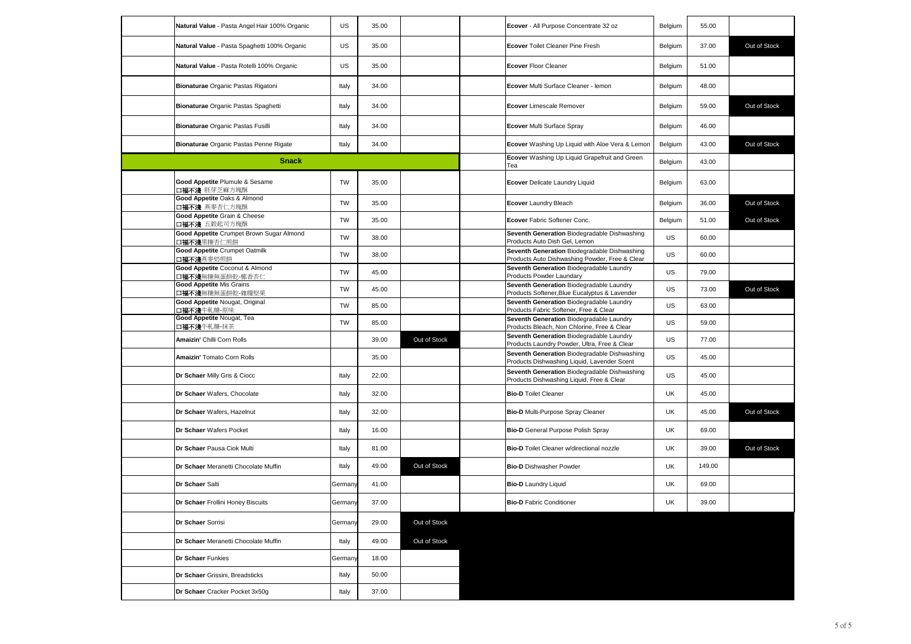| | | | | | | | | | |
|---|---|---|---|---|---|---|---|---|---|
| | **Natural Value** - Pasta Angel Hair 100% Organic | US | 35.00 | | | **Ecover** - All Purpose Concentrate 32 oz | Belgium | 55.00 | |
| | **Natural Value** - Pasta Spaghetti 100% Organic | US | 35.00 | | | **Ecover** Toilet Cleaner Pine Fresh | Belgium | 37.00 | Out of Stock |
| | **Natural Value** - Pasta Rotelli 100% Organic | US | 35.00 | | | **Ecover** Floor Cleaner | Belgium | 51.00 | |
| | **Bionaturae** Organic Pastas Rigatoni | Italy | 34.00 | | | **Ecover** Multi Surface Cleaner - lemon | Belgium | 48.00 | |
| | **Bionaturae** Organic Pastas Spaghetti | Italy | 34.00 | | | **Ecover** Limescale Remover | Belgium | 59.00 | Out of Stock |
| | **Bionaturae** Organic Pastas Fusilli | Italy | 34.00 | | | **Ecover** Multi Surface Spray | Belgium | 46.00 | |
| | **Bionaturae** Organic Pastas Penne Rigate | Italy | 34.00 | | | **Ecover** Washing Up Liquid with Aloe Vera & Lemon | Belgium | 43.00 | Out of Stock |
| **Snack** | | | | | | **Ecover** Washing Up Liquid Grapefruit and Green Tea | Belgium | 43.00 | |
| | **Good Appetite** Plumule & Sesame **口福不淺** 胚芽芝麻方塊酥 | TW | 35.00 | | | **Ecover** Delicate Laundry Liquid | Belgium | 63.00 | |
| | **Good Appetite** Oaks & Almond **口福不淺** 燕麥杏仁方塊酥 | TW | 35.00 | | | **Ecover** Laundry Bleach | Belgium | 36.00 | Out of Stock |
| | **Good Appetite** Grain & Cheese **口福不淺** 五穀起司方塊酥 | TW | 35.00 | | | **Ecover** Fabric Softener Conc. | Belgium | 51.00 | Out of Stock |
| | **Good Appetite** Crumpet Brown Sugar Almond **口福不淺**黑糖杏仁煎餅 | TW | 38.00 | | | **Seventh Generation** Biodegradable Dishwashing Products Auto Dish Gel, Lemon | US | 60.00 | |
| | **Good Appetite** Crumpet Oatmilk **口福不淺**燕麥奶煎餅 | TW | 38.00 | | | **Seventh Generation** Biodegradable Dishwashing Products Auto Dishwashing Powder, Free & Clear | US | 60.00 | |
| | **Good Appetite** Coconut & Almond **口福不淺**無糖無蛋餅乾-椰香杏仁 | TW | 45.00 | | | **Seventh Generation** Biodegradable Laundry Products Powder Laundary | US | 79.00 | |
| | **Good Appetite** Mis Grains **口福不淺**無糖無蛋餅乾-雜糧堅果 | TW | 45.00 | | | **Seventh Generation** Biodegradable Laundry Products Softener,Blue Eucalyptus & Lavender | US | 73.00 | Out of Stock |
| | **Good Appetite** Nougat, Original **口福不淺**牛軋糖-原味 | TW | 85.00 | | | **Seventh Generation** Biodegradable Laundry Products Fabric Softener, Free & Clear | US | 63.00 | |
| | **Good Appetite** Nougat, Tea **口福不淺**牛軋糖-抹茶 | TW | 85.00 | | | **Seventh Generation** Biodegradable Laundry Products Bleach, Non Chlorine, Free & Clear | US | 59.00 | |
| | **Amaizin'** Chilli Corn Rolls | | 39.00 | Out of Stock | | **Seventh Generation** Biodegradable Laundry Products Laundry Powder, Ultra, Free & Clear | US | 77.00 | |
| | **Amaizin'** Tomato Corn Rolls | | 35.00 | | | **Seventh Generation** Biodegradable Dishwashing Products Dishwashing Liquid, Lavender Scent | US | 45.00 | |
| | **Dr Schaer** Milly Gris & Ciocc | Italy | 22.00 | | | **Seventh Generation** Biodegradable Dishwashing Products Dishwashing Liquid, Free & Clear | US | 45.00 | |
| | **Dr Schaer** Wafers, Chocolate | Italy | 32.00 | | | **Bio-D** Toilet Cleaner | UK | 45.00 | |
| | **Dr Schaer** Wafers, Hazelnut | Italy | 32.00 | | | **Bio-D** Multi-Purpose Spray Cleaner | UK | 45.00 | Out of Stock |
| | **Dr Schaer** Wafers Pocket | Italy | 16.00 | | | **Bio-D** General Purpose Polish Spray | UK | 69.00 | |
| | **Dr Schaer** Pausa Ciok Multi | Italy | 81.00 | | | **Bio-D** Toilet Cleaner w/directional nozzle | UK | 39.00 | Out of Stock |
| | **Dr Schaer** Meranetti Chocolate Muffin | Italy | 49.00 | Out of Stock | | **Bio-D** Dishwasher Powder | UK | 149.00 | |
| | **Dr Schaer** Salti | Germany | 41.00 | | | **Bio-D** Laundry Liquid | UK | 69.00 | |
| | **Dr Schaer** Frollini Honey Biscuits | Germany | 37.00 | | | **Bio-D** Fabric Conditioner | UK | 39.00 | |
| | **Dr Schaer** Sorrisi | Germany | 29.00 | Out of Stock | | | | | |
| | **Dr Schaer** Meranetti Chocolate Muffin | Italy | 49.00 | Out of Stock | | | | | |
| | **Dr Schaer** Funkies | Germany | 18.00 | | | | | | |
| | **Dr Schaer** Grissini, Breadsticks | Italy | 50.00 | | | | | | |
| | **Dr Schaer** Cracker Pocket 3x50g | Italy | 37.00 | | | | | | |